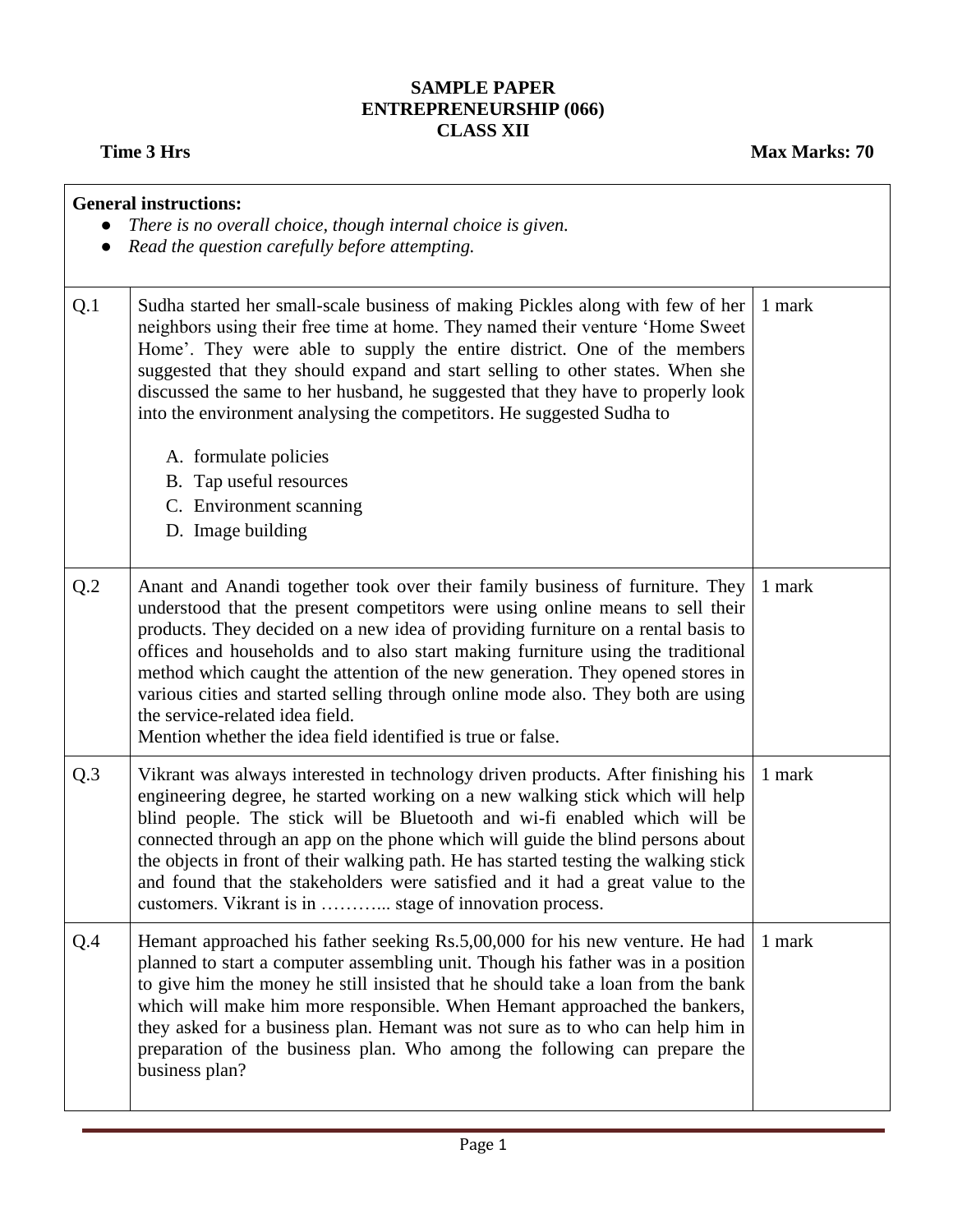# SAMPLE PAPER
# ENTREPRENEURSHIP (066)
# CLASS XII

**Time 3 Hrs** **Max Marks: 70**

**General instructions:**

- *There is no overall choice, though internal choice is given.*
- *Read the question carefully before attempting.*

| | | |
|---|---|---|
| Q.1 | Sudha started her small-scale business of making Pickles along with few of her neighbors using their free time at home. They named their venture 'Home Sweet Home'. They were able to supply the entire district. One of the members suggested that they should expand and start selling to other states. When she discussed the same to her husband, he suggested that they have to properly look into the environment analysing the competitors. He suggested Sudha to<br><br>A. formulate policies<br>B. Tap useful resources<br>C. Environment scanning<br>D. Image building | 1 mark |
| Q.2 | Anant and Anandi together took over their family business of furniture. They understood that the present competitors were using online means to sell their products. They decided on a new idea of providing furniture on a rental basis to offices and households and to also start making furniture using the traditional method which caught the attention of the new generation. They opened stores in various cities and started selling through online mode also. They both are using the service-related idea field.<br>Mention whether the idea field identified is true or false. | 1 mark |
| Q.3 | Vikrant was always interested in technology driven products. After finishing his engineering degree, he started working on a new walking stick which will help blind people. The stick will be Bluetooth and wi-fi enabled which will be connected through an app on the phone which will guide the blind persons about the objects in front of their walking path. He has started testing the walking stick and found that the stakeholders were satisfied and it had a great value to the customers. Vikrant is in ……….. stage of innovation process. | 1 mark |
| Q.4 | Hemant approached his father seeking Rs.5,00,000 for his new venture. He had planned to start a computer assembling unit. Though his father was in a position to give him the money he still insisted that he should take a loan from the bank which will make him more responsible. When Hemant approached the bankers, they asked for a business plan. Hemant was not sure as to who can help him in preparation of the business plan. Who among the following can prepare the business plan? | 1 mark |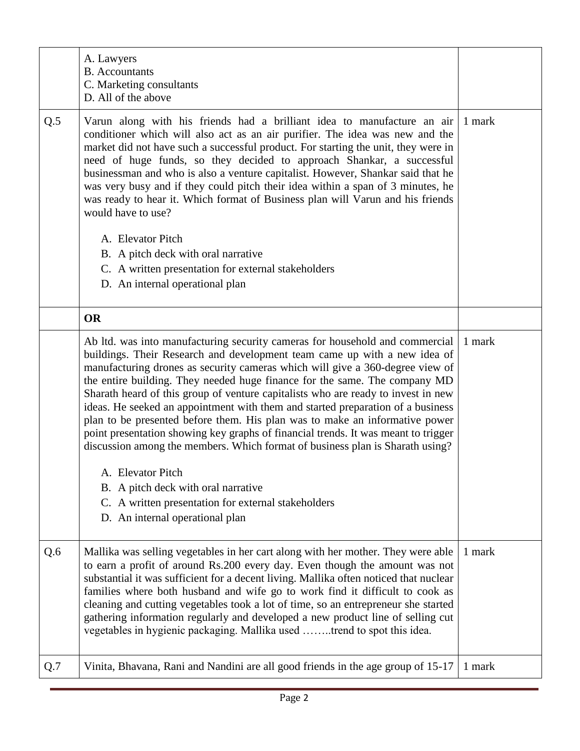| | | |
|---|---|---|
| | A. Lawyers<br>B. Accountants<br>C. Marketing consultants<br>D. All of the above | |
| Q.5 | Varun along with his friends had a brilliant idea to manufacture an air conditioner which will also act as an air purifier. The idea was new and the market did not have such a successful product. For starting the unit, they were in need of huge funds, so they decided to approach Shankar, a successful businessman and who is also a venture capitalist. However, Shankar said that he was very busy and if they could pitch their idea within a span of 3 minutes, he was ready to hear it. Which format of Business plan will Varun and his friends would have to use?<br><br>A. Elevator Pitch<br>B. A pitch deck with oral narrative<br>C. A written presentation for external stakeholders<br>D. An internal operational plan | 1 mark |
| | **OR** | |
| | Ab ltd. was into manufacturing security cameras for household and commercial buildings. Their Research and development team came up with a new idea of manufacturing drones as security cameras which will give a 360-degree view of the entire building. They needed huge finance for the same. The company MD Sharath heard of this group of venture capitalists who are ready to invest in new ideas. He seeked an appointment with them and started preparation of a business plan to be presented before them. His plan was to make an informative power point presentation showing key graphs of financial trends. It was meant to trigger discussion among the members. Which format of business plan is Sharath using?<br><br>A. Elevator Pitch<br>B. A pitch deck with oral narrative<br>C. A written presentation for external stakeholders<br>D. An internal operational plan | 1 mark |
| Q.6 | Mallika was selling vegetables in her cart along with her mother. They were able to earn a profit of around Rs.200 every day. Even though the amount was not substantial it was sufficient for a decent living. Mallika often noticed that nuclear families where both husband and wife go to work find it difficult to cook as cleaning and cutting vegetables took a lot of time, so an entrepreneur she started gathering information regularly and developed a new product line of selling cut vegetables in hygienic packaging. Mallika used ……..trend to spot this idea. | 1 mark |
| Q.7 | Vinita, Bhavana, Rani and Nandini are all good friends in the age group of 15-17 | 1 mark |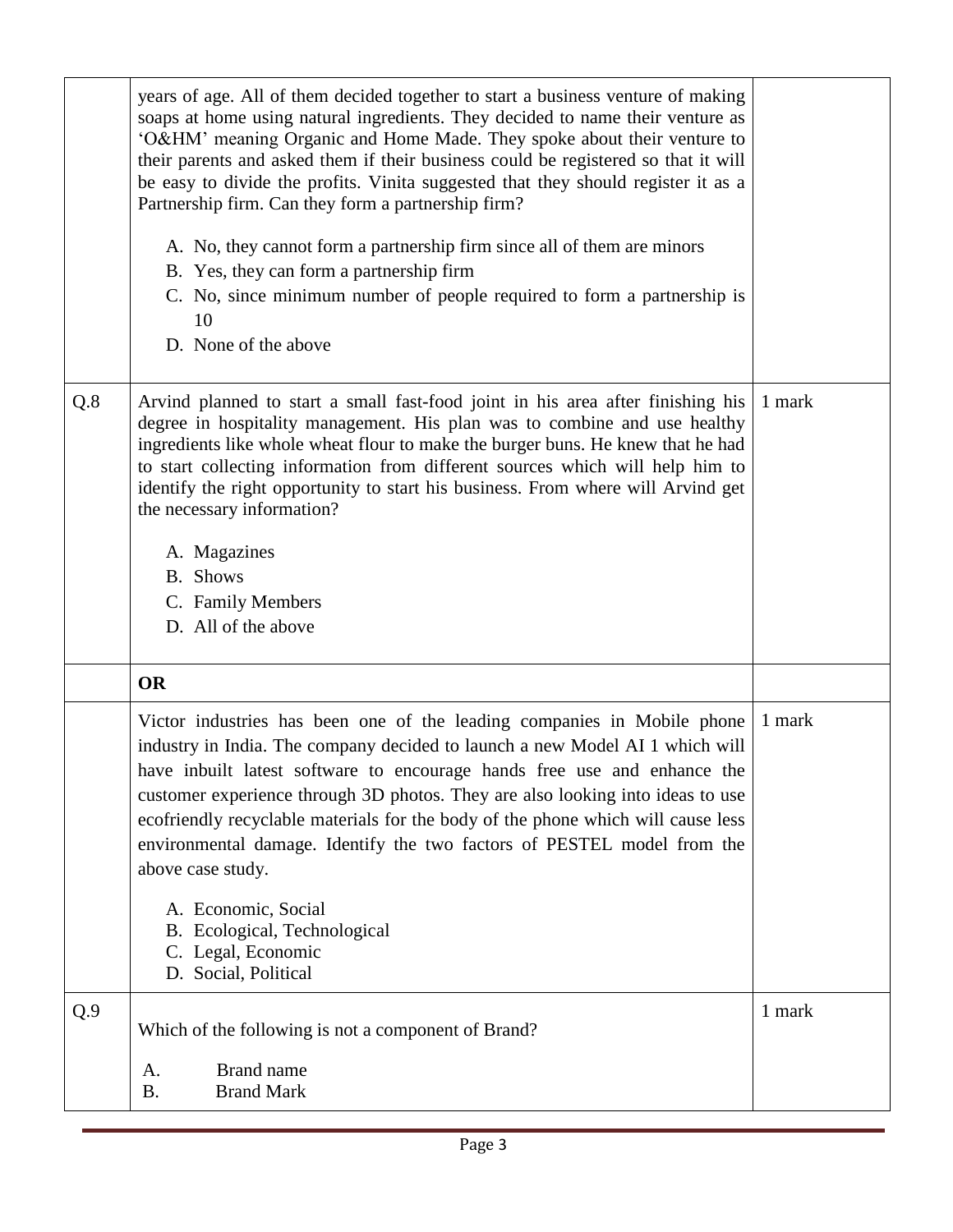| | | |
|---|---|---|
| | years of age. All of them decided together to start a business venture of making soaps at home using natural ingredients. They decided to name their venture as 'O&HM' meaning Organic and Home Made. They spoke about their venture to their parents and asked them if their business could be registered so that it will be easy to divide the profits. Vinita suggested that they should register it as a Partnership firm. Can they form a partnership firm?<br><br>A. No, they cannot form a partnership firm since all of them are minors<br>B. Yes, they can form a partnership firm<br>C. No, since minimum number of people required to form a partnership is 10<br>D. None of the above | |
| Q.8 | Arvind planned to start a small fast-food joint in his area after finishing his degree in hospitality management. His plan was to combine and use healthy ingredients like whole wheat flour to make the burger buns. He knew that he had to start collecting information from different sources which will help him to identify the right opportunity to start his business. From where will Arvind get the necessary information?<br><br>A. Magazines<br>B. Shows<br>C. Family Members<br>D. All of the above | 1 mark |
| | **OR** | |
| | Victor industries has been one of the leading companies in Mobile phone industry in India. The company decided to launch a new Model AI 1 which will have inbuilt latest software to encourage hands free use and enhance the customer experience through 3D photos. They are also looking into ideas to use ecofriendly recyclable materials for the body of the phone which will cause less environmental damage. Identify the two factors of PESTEL model from the above case study.<br><br>A. Economic, Social<br>B. Ecological, Technological<br>C. Legal, Economic<br>D. Social, Political | 1 mark |
| Q.9 | Which of the following is not a component of Brand?<br><br>A. Brand name<br>B. Brand Mark | 1 mark |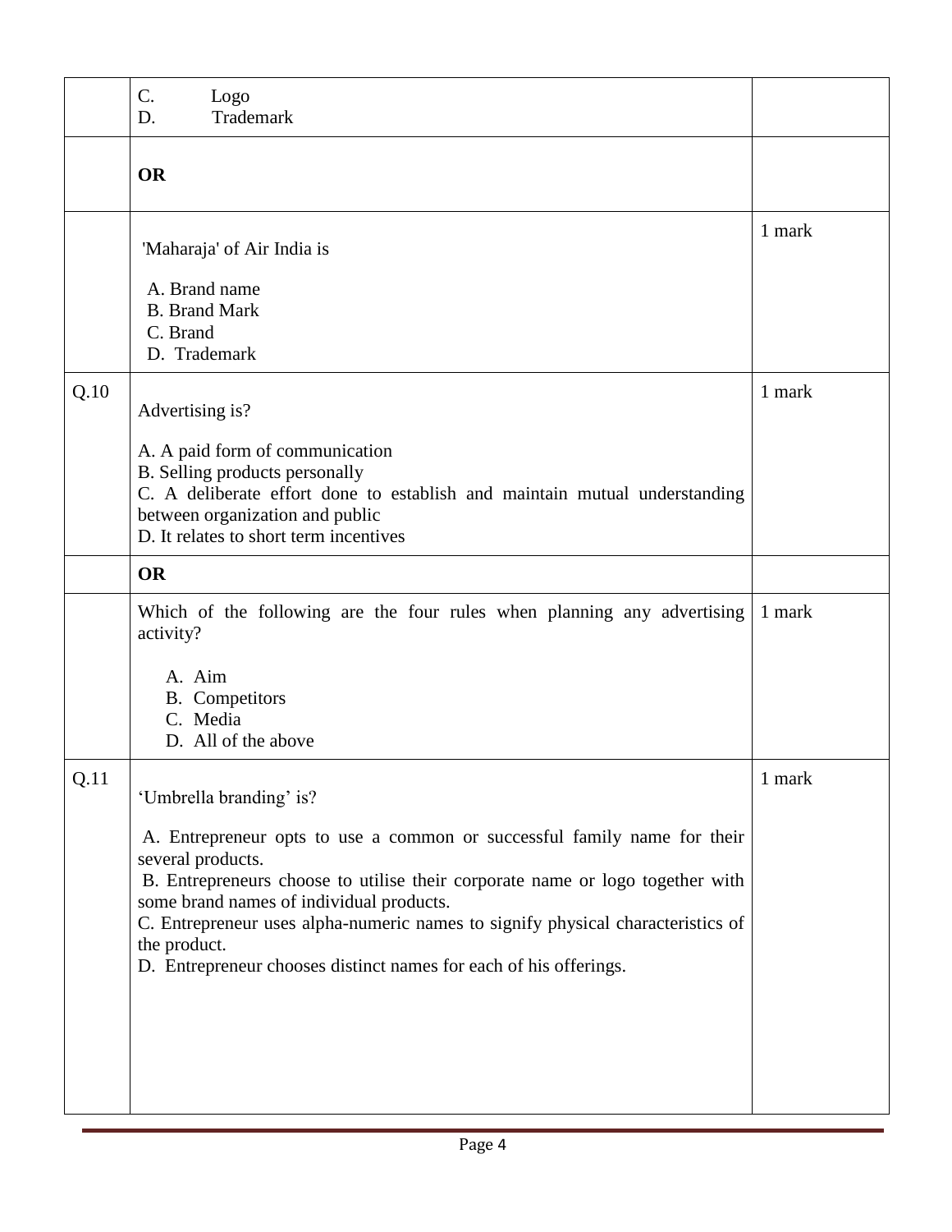|  |  |  |
|---|---|---|
|  | C. Logo<br>D. Trademark |  |
|  | **OR** |  |
|  | 'Maharaja' of Air India is<br><br>A. Brand name<br>B. Brand Mark<br>C. Brand<br>D. Trademark | 1 mark |
| Q.10 | Advertising is?<br><br>A. A paid form of communication<br>B. Selling products personally<br>C. A deliberate effort done to establish and maintain mutual understanding between organization and public<br>D. It relates to short term incentives | 1 mark |
|  | **OR** |  |
|  | Which of the following are the four rules when planning any advertising activity?<br><br>A. Aim<br>B. Competitors<br>C. Media<br>D. All of the above | 1 mark |
| Q.11 | 'Umbrella branding' is?<br><br>A. Entrepreneur opts to use a common or successful family name for their several products.<br>B. Entrepreneurs choose to utilise their corporate name or logo together with some brand names of individual products.<br>C. Entrepreneur uses alpha-numeric names to signify physical characteristics of the product.<br>D. Entrepreneur chooses distinct names for each of his offerings. | 1 mark |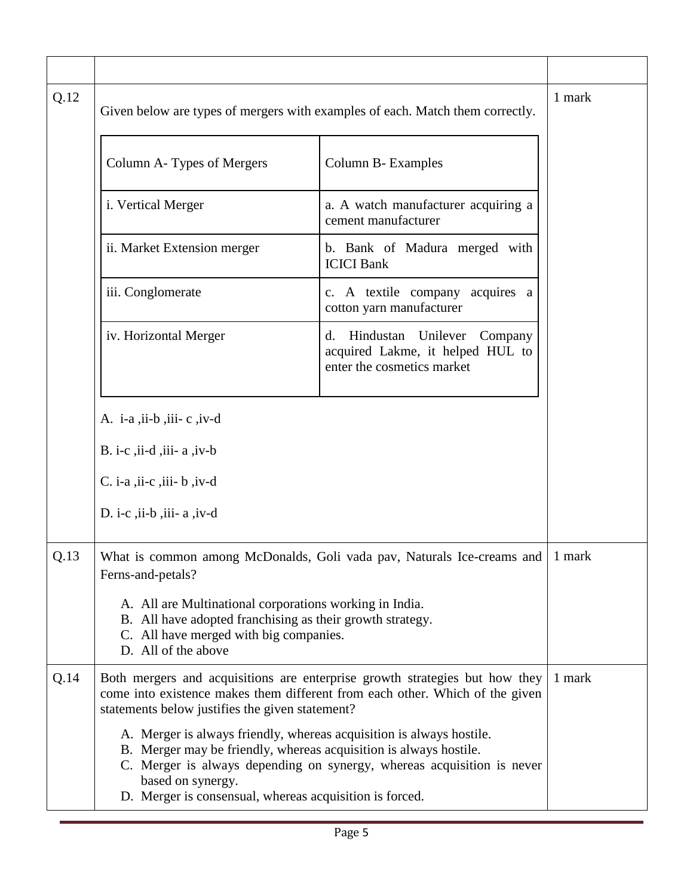**Q.12** (1 mark)

Given below are types of mergers with examples of each. Match them correctly.

| Column A- Types of Mergers | Column B- Examples |
|---|---|
| i. Vertical Merger | a. A watch manufacturer acquiring a cement manufacturer |
| ii. Market Extension merger | b. Bank of Madura merged with ICICI Bank |
| iii. Conglomerate | c. A textile company acquires a cotton yarn manufacturer |
| iv. Horizontal Merger | d. Hindustan Unilever Company acquired Lakme, it helped HUL to enter the cosmetics market |

A. i-a ,ii-b ,iii- c ,iv-d

B. i-c ,ii-d ,iii- a ,iv-b

C. i-a ,ii-c ,iii- b ,iv-d

D. i-c ,ii-b ,iii- a ,iv-d

**Q.13** (1 mark)

What is common among McDonalds, Goli vada pav, Naturals Ice-creams and Ferns-and-petals?

A. All are Multinational corporations working in India.
B. All have adopted franchising as their growth strategy.
C. All have merged with big companies.
D. All of the above

**Q.14** (1 mark)

Both mergers and acquisitions are enterprise growth strategies but how they come into existence makes them different from each other. Which of the given statements below justifies the given statement?

A. Merger is always friendly, whereas acquisition is always hostile.
B. Merger may be friendly, whereas acquisition is always hostile.
C. Merger is always depending on synergy, whereas acquisition is never based on synergy.
D. Merger is consensual, whereas acquisition is forced.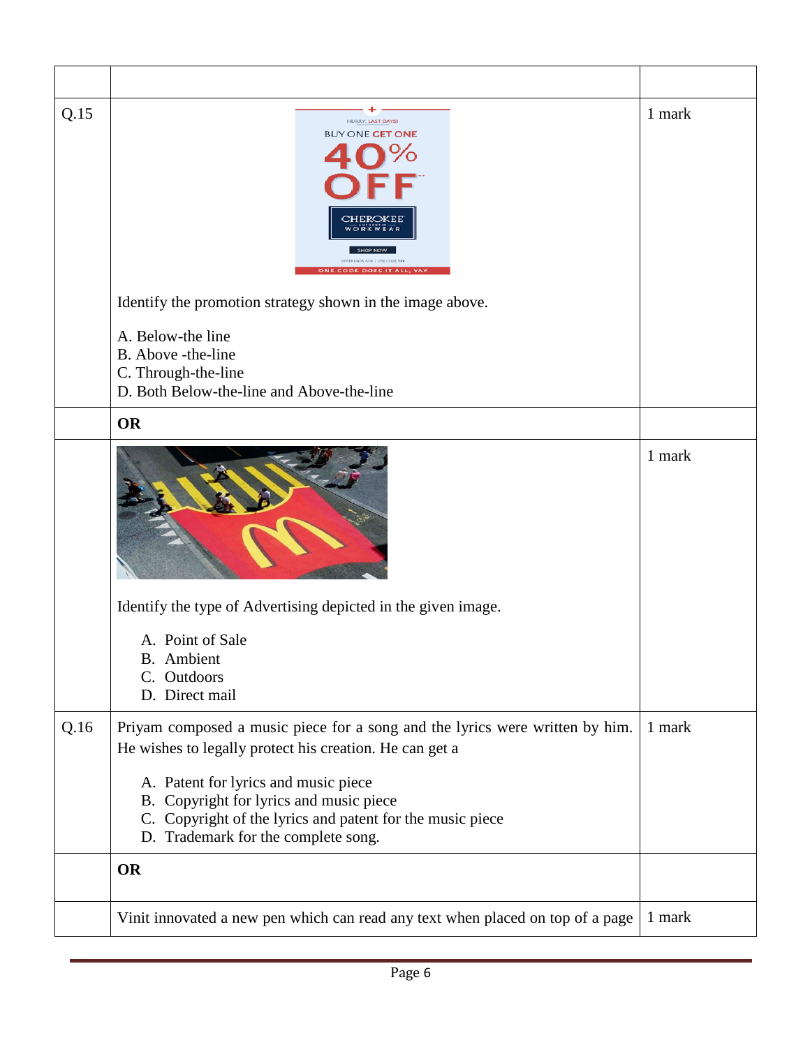| | | |
|---|---|---|
| Q.15 | Identify the promotion strategy shown in the image above.<br><br>A. Below-the line<br>B. Above -the-line<br>C. Through-the-line<br>D. Both Below-the-line and Above-the-line | 1 mark |
| | **OR** | |
| | Identify the type of Advertising depicted in the given image.<br><br>A. Point of Sale<br>B. Ambient<br>C. Outdoors<br>D. Direct mail | 1 mark |
| Q.16 | Priyam composed a music piece for a song and the lyrics were written by him. He wishes to legally protect his creation. He can get a<br><br>A. Patent for lyrics and music piece<br>B. Copyright for lyrics and music piece<br>C. Copyright of the lyrics and patent for the music piece<br>D. Trademark for the complete song. | 1 mark |
| | **OR** | |
| | Vinit innovated a new pen which can read any text when placed on top of a page | 1 mark |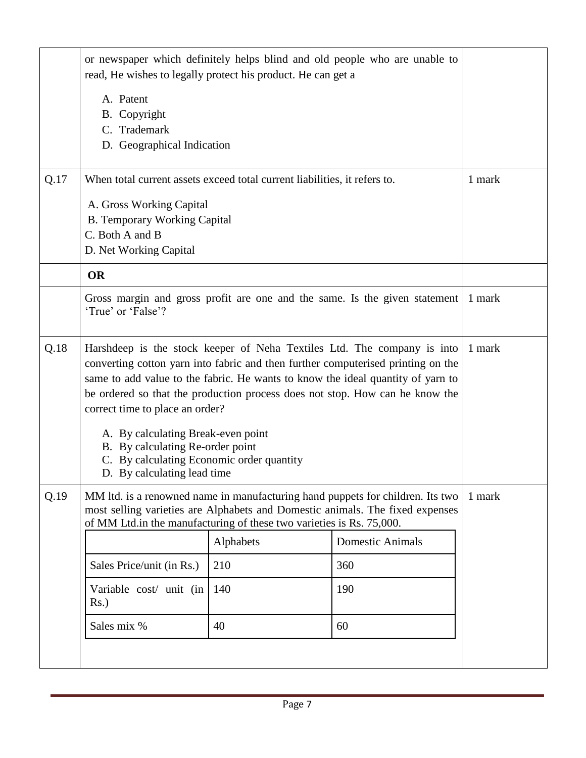or newspaper which definitely helps blind and old people who are unable to read, He wishes to legally protect his product. He can get a

A. Patent
B. Copyright
C. Trademark
D. Geographical Indication

**Q.17** When total current assets exceed total current liabilities, it refers to. (1 mark)

A. Gross Working Capital
B. Temporary Working Capital
C. Both A and B
D. Net Working Capital

**OR**

Gross margin and gross profit are one and the same. Is the given statement 'True' or 'False'? (1 mark)

**Q.18** Harshdeep is the stock keeper of Neha Textiles Ltd. The company is into converting cotton yarn into fabric and then further computerised printing on the same to add value to the fabric. He wants to know the ideal quantity of yarn to be ordered so that the production process does not stop. How can he know the correct time to place an order? (1 mark)

A. By calculating Break-even point
B. By calculating Re-order point
C. By calculating Economic order quantity
D. By calculating lead time

**Q.19** MM ltd. is a renowned name in manufacturing hand puppets for children. Its two most selling varieties are Alphabets and Domestic animals. The fixed expenses of MM Ltd.in the manufacturing of these two varieties is Rs. 75,000. (1 mark)

| | Alphabets | Domestic Animals |
|---|---|---|
| Sales Price/unit (in Rs.) | 210 | 360 |
| Variable cost/ unit (in Rs.) | 140 | 190 |
| Sales mix % | 40 | 60 |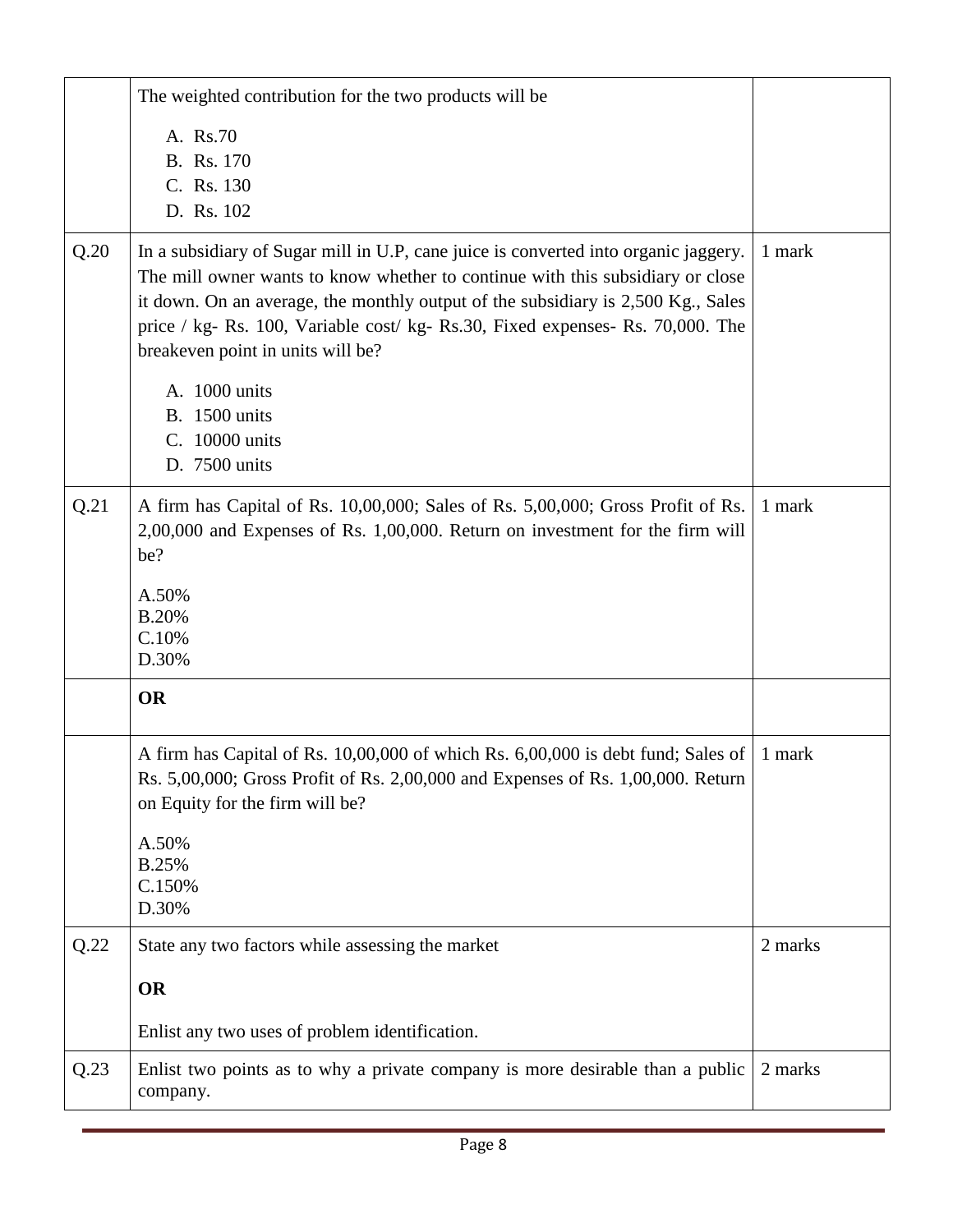| | | |
|---|---|---|
| | The weighted contribution for the two products will be<br><br>A. Rs.70<br>B. Rs. 170<br>C. Rs. 130<br>D. Rs. 102 | |
| Q.20 | In a subsidiary of Sugar mill in U.P, cane juice is converted into organic jaggery. The mill owner wants to know whether to continue with this subsidiary or close it down. On an average, the monthly output of the subsidiary is 2,500 Kg., Sales price / kg- Rs. 100, Variable cost/ kg- Rs.30, Fixed expenses- Rs. 70,000. The breakeven point in units will be?<br><br>A. 1000 units<br>B. 1500 units<br>C. 10000 units<br>D. 7500 units | 1 mark |
| Q.21 | A firm has Capital of Rs. 10,00,000; Sales of Rs. 5,00,000; Gross Profit of Rs. 2,00,000 and Expenses of Rs. 1,00,000. Return on investment for the firm will be?<br><br>A.50%<br>B.20%<br>C.10%<br>D.30% | 1 mark |
| | **OR** | |
| | A firm has Capital of Rs. 10,00,000 of which Rs. 6,00,000 is debt fund; Sales of Rs. 5,00,000; Gross Profit of Rs. 2,00,000 and Expenses of Rs. 1,00,000. Return on Equity for the firm will be?<br><br>A.50%<br>B.25%<br>C.150%<br>D.30% | 1 mark |
| Q.22 | State any two factors while assessing the market<br><br>**OR**<br><br>Enlist any two uses of problem identification. | 2 marks |
| Q.23 | Enlist two points as to why a private company is more desirable than a public company. | 2 marks |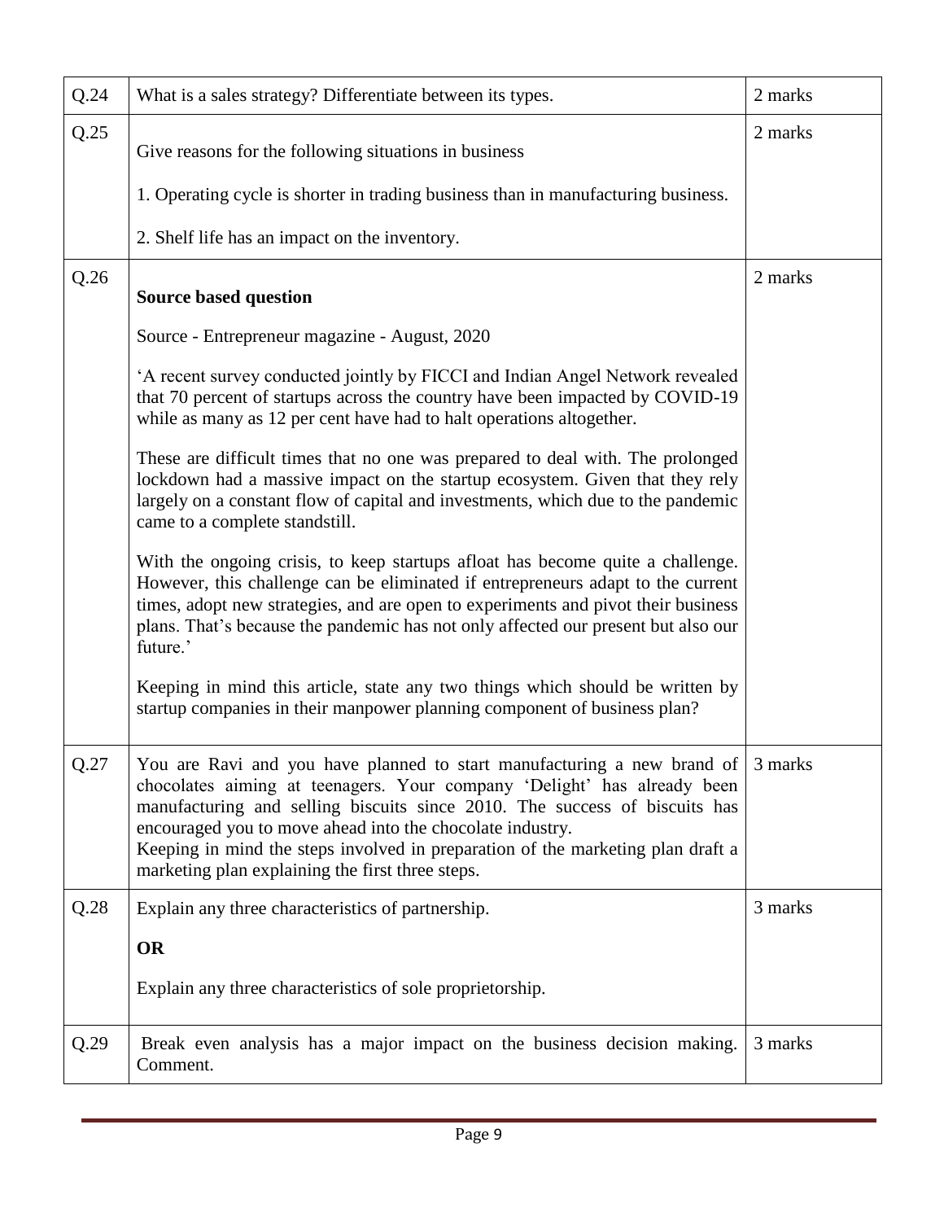| | | |
|---|---|---|
| Q.24 | What is a sales strategy? Differentiate between its types. | 2 marks |
| Q.25 | Give reasons for the following situations in business<br><br>1. Operating cycle is shorter in trading business than in manufacturing business.<br><br>2. Shelf life has an impact on the inventory. | 2 marks |
| Q.26 | **Source based question**<br><br>Source - Entrepreneur magazine - August, 2020<br><br>'A recent survey conducted jointly by FICCI and Indian Angel Network revealed that 70 percent of startups across the country have been impacted by COVID-19 while as many as 12 per cent have had to halt operations altogether.<br><br>These are difficult times that no one was prepared to deal with. The prolonged lockdown had a massive impact on the startup ecosystem. Given that they rely largely on a constant flow of capital and investments, which due to the pandemic came to a complete standstill.<br><br>With the ongoing crisis, to keep startups afloat has become quite a challenge. However, this challenge can be eliminated if entrepreneurs adapt to the current times, adopt new strategies, and are open to experiments and pivot their business plans. That's because the pandemic has not only affected our present but also our future.'<br><br>Keeping in mind this article, state any two things which should be written by startup companies in their manpower planning component of business plan? | 2 marks |
| Q.27 | You are Ravi and you have planned to start manufacturing a new brand of chocolates aiming at teenagers. Your company 'Delight' has already been manufacturing and selling biscuits since 2010. The success of biscuits has encouraged you to move ahead into the chocolate industry.<br>Keeping in mind the steps involved in preparation of the marketing plan draft a marketing plan explaining the first three steps. | 3 marks |
| Q.28 | Explain any three characteristics of partnership.<br><br>**OR**<br><br>Explain any three characteristics of sole proprietorship. | 3 marks |
| Q.29 | Break even analysis has a major impact on the business decision making. Comment. | 3 marks |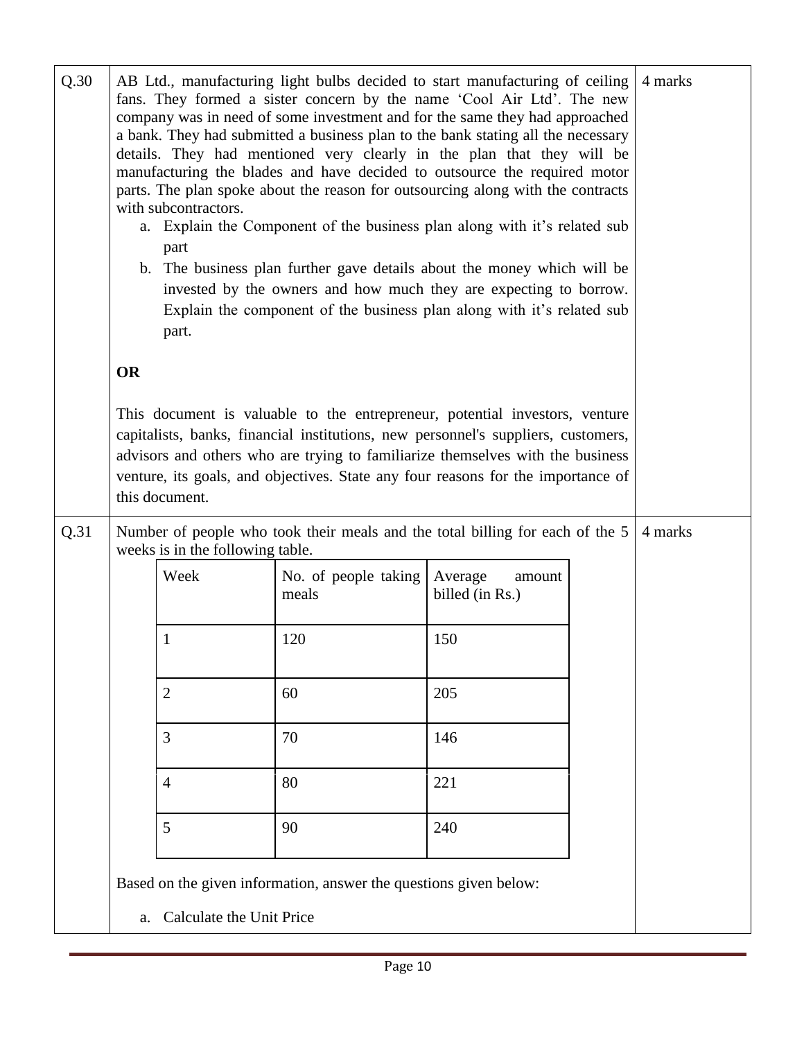**Q.30** (4 marks)

AB Ltd., manufacturing light bulbs decided to start manufacturing of ceiling fans. They formed a sister concern by the name 'Cool Air Ltd'. The new company was in need of some investment and for the same they had approached a bank. They had submitted a business plan to the bank stating all the necessary details. They had mentioned very clearly in the plan that they will be manufacturing the blades and have decided to outsource the required motor parts. The plan spoke about the reason for outsourcing along with the contracts with subcontractors.

a. Explain the Component of the business plan along with it's related sub part

b. The business plan further gave details about the money which will be invested by the owners and how much they are expecting to borrow. Explain the component of the business plan along with it's related sub part.

**OR**

This document is valuable to the entrepreneur, potential investors, venture capitalists, banks, financial institutions, new personnel's suppliers, customers, advisors and others who are trying to familiarize themselves with the business venture, its goals, and objectives. State any four reasons for the importance of this document.

**Q.31** (4 marks)

Number of people who took their meals and the total billing for each of the 5 weeks is in the following table.

| Week | No. of people taking meals | Average amount billed (in Rs.) |
|---|---|---|
| 1 | 120 | 150 |
| 2 | 60 | 205 |
| 3 | 70 | 146 |
| 4 | 80 | 221 |
| 5 | 90 | 240 |

Based on the given information, answer the questions given below:

a. Calculate the Unit Price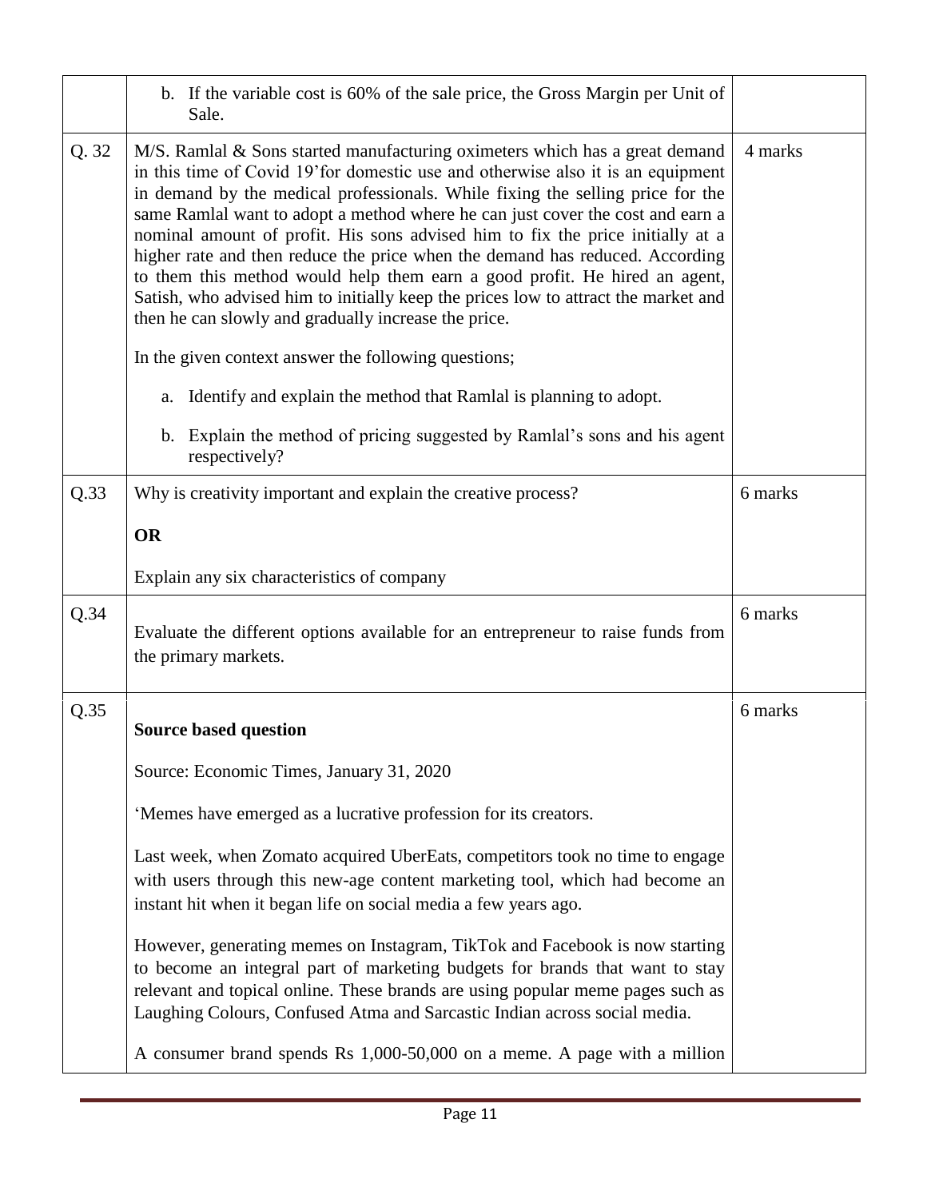|  |  |  |
|---|---|---|
|  | b. If the variable cost is 60% of the sale price, the Gross Margin per Unit of Sale. |  |
| Q. 32 | M/S. Ramlal & Sons started manufacturing oximeters which has a great demand in this time of Covid 19'for domestic use and otherwise also it is an equipment in demand by the medical professionals. While fixing the selling price for the same Ramlal want to adopt a method where he can just cover the cost and earn a nominal amount of profit. His sons advised him to fix the price initially at a higher rate and then reduce the price when the demand has reduced. According to them this method would help them earn a good profit. He hired an agent, Satish, who advised him to initially keep the prices low to attract the market and then he can slowly and gradually increase the price.<br><br>In the given context answer the following questions;<br><br>a. Identify and explain the method that Ramlal is planning to adopt.<br><br>b. Explain the method of pricing suggested by Ramlal's sons and his agent respectively? | 4 marks |
| Q.33 | Why is creativity important and explain the creative process?<br><br>**OR**<br><br>Explain any six characteristics of company | 6 marks |
| Q.34 | Evaluate the different options available for an entrepreneur to raise funds from the primary markets. | 6 marks |
| Q.35 | **Source based question**<br><br>Source: Economic Times, January 31, 2020<br><br>'Memes have emerged as a lucrative profession for its creators.<br><br>Last week, when Zomato acquired UberEats, competitors took no time to engage with users through this new-age content marketing tool, which had become an instant hit when it began life on social media a few years ago.<br><br>However, generating memes on Instagram, TikTok and Facebook is now starting to become an integral part of marketing budgets for brands that want to stay relevant and topical online. These brands are using popular meme pages such as Laughing Colours, Confused Atma and Sarcastic Indian across social media.<br><br>A consumer brand spends Rs 1,000-50,000 on a meme. A page with a million | 6 marks |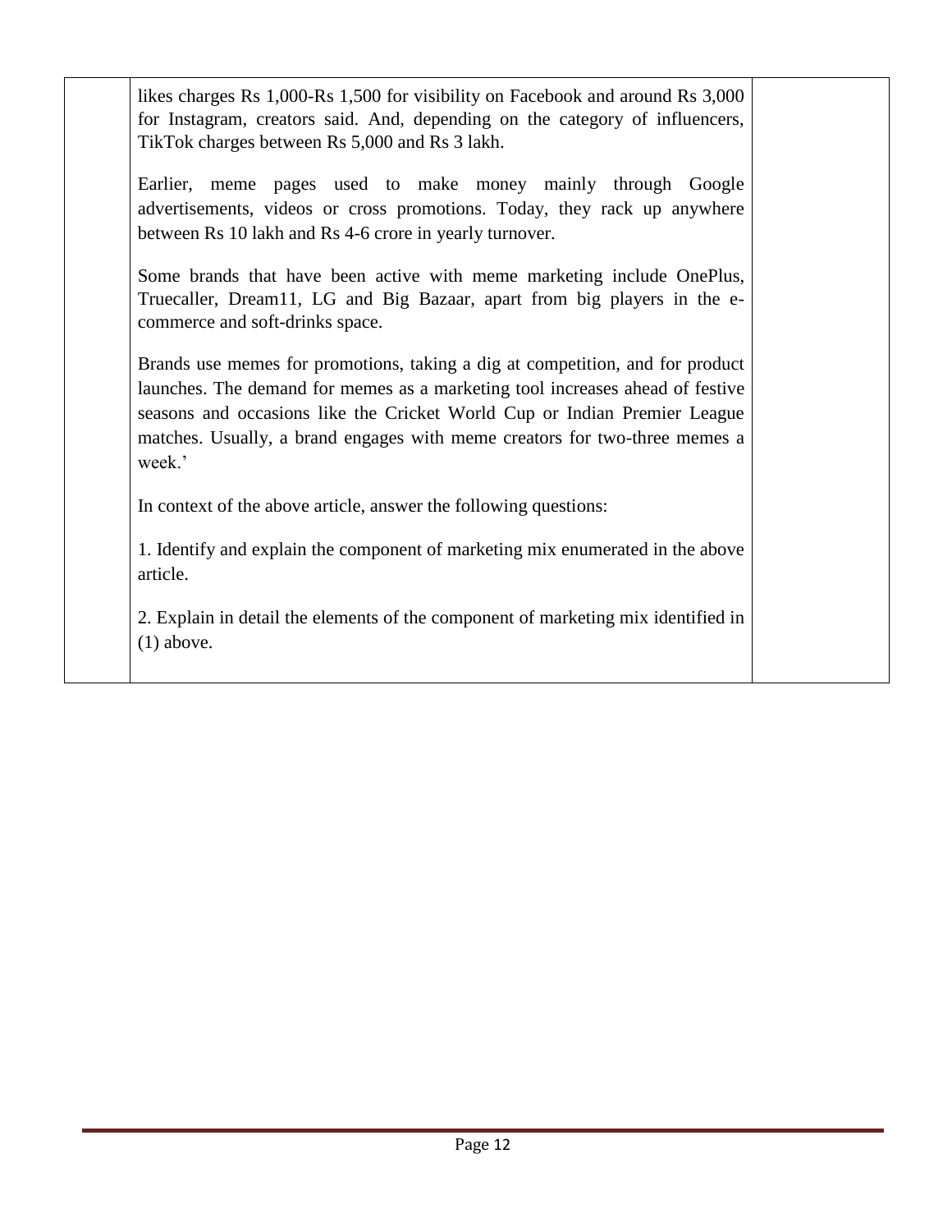likes charges Rs 1,000-Rs 1,500 for visibility on Facebook and around Rs 3,000 for Instagram, creators said. And, depending on the category of influencers, TikTok charges between Rs 5,000 and Rs 3 lakh.

Earlier, meme pages used to make money mainly through Google advertisements, videos or cross promotions. Today, they rack up anywhere between Rs 10 lakh and Rs 4-6 crore in yearly turnover.

Some brands that have been active with meme marketing include OnePlus, Truecaller, Dream11, LG and Big Bazaar, apart from big players in the e-commerce and soft-drinks space.

Brands use memes for promotions, taking a dig at competition, and for product launches. The demand for memes as a marketing tool increases ahead of festive seasons and occasions like the Cricket World Cup or Indian Premier League matches. Usually, a brand engages with meme creators for two-three memes a week.'

In context of the above article, answer the following questions:

1. Identify and explain the component of marketing mix enumerated in the above article.

2. Explain in detail the elements of the component of marketing mix identified in (1) above.